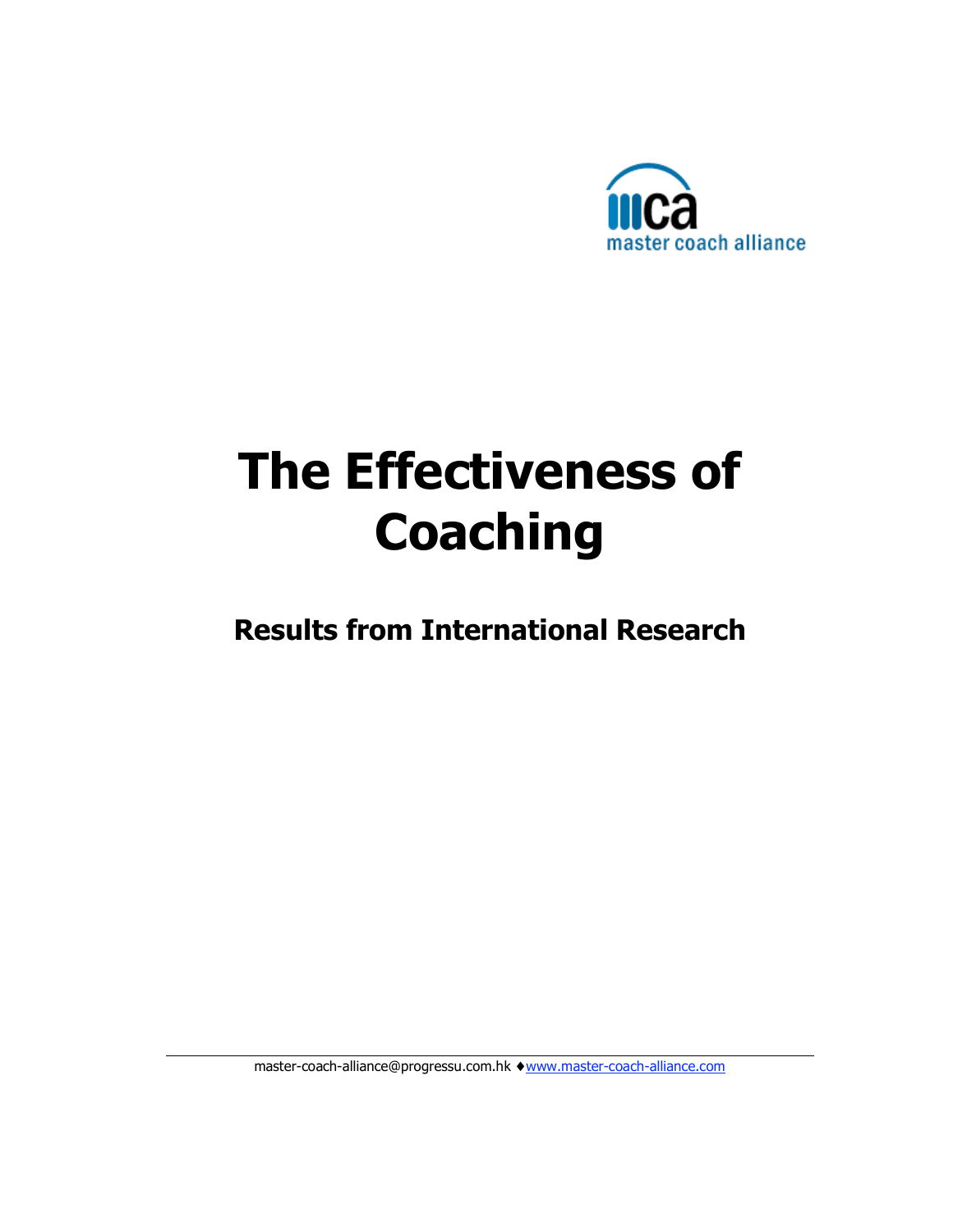# The Effectiveness of Coaching

## Results from International Research

master-coach-alliance@progressu.com.hk ♦www.master-coach-alliance.com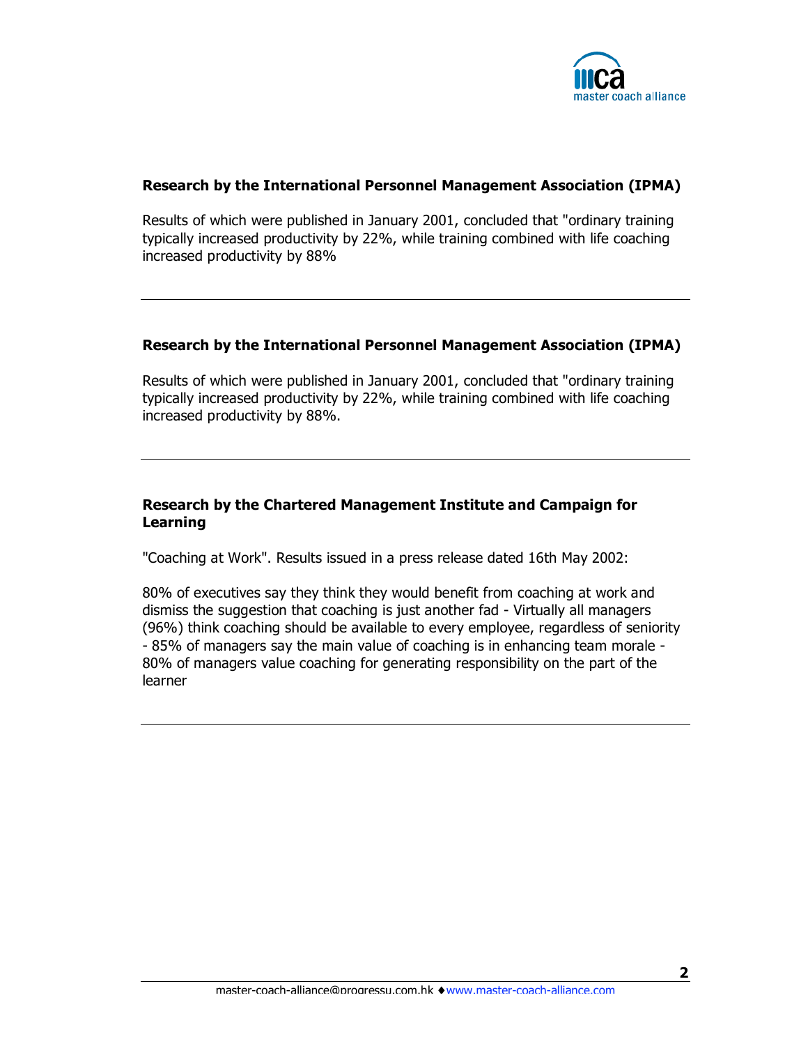### Research by the International Personnel Management Association (IPMA)

Results of which were published in January 2001, concluded that "ordinary training typically increased productivity by 22%, while training combined with life coaching increased productivity by 88%

---

### Research by the International Personnel Management Association (IPMA)

Results of which were published in January 2001, concluded that "ordinary training typically increased productivity by 22%, while training combined with life coaching increased productivity by 88%.

---

### Research by the Chartered Management Institute and Campaign for Learning

"Coaching at Work". Results issued in a press release dated 16th May 2002:

80% of executives say they think they would benefit from coaching at work and dismiss the suggestion that coaching is just another fad - Virtually all managers (96%) think coaching should be available to every employee, regardless of seniority - 85% of managers say the main value of coaching is in enhancing team morale - 80% of managers value coaching for generating responsibility on the part of the learner

---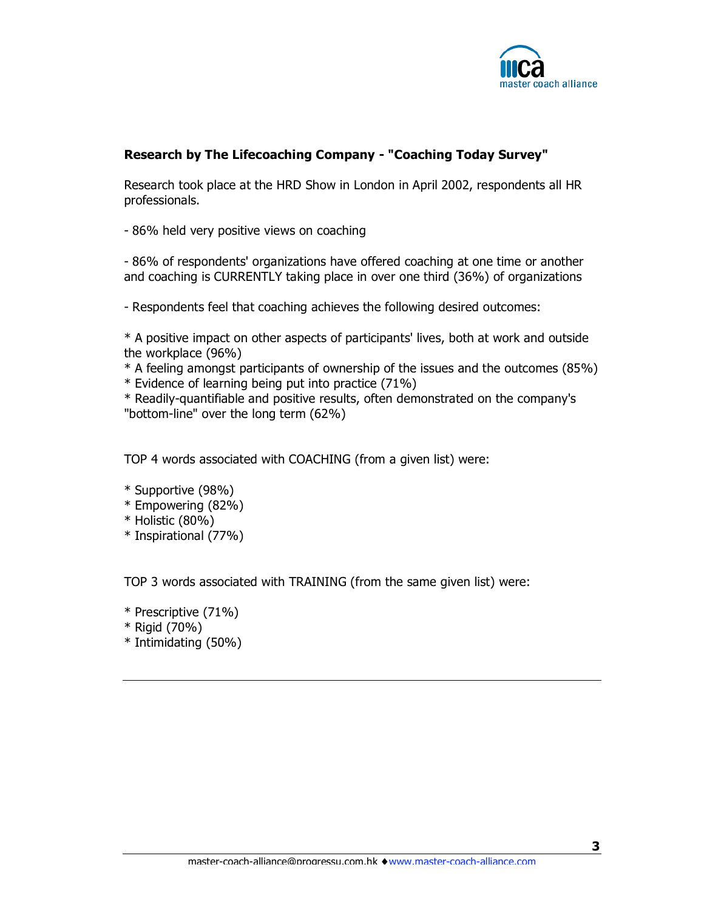**Research by The Lifecoaching Company - "Coaching Today Survey"**

Research took place at the HRD Show in London in April 2002, respondents all HR professionals.

- 86% held very positive views on coaching

- 86% of respondents' organizations have offered coaching at one time or another and coaching is CURRENTLY taking place in over one third (36%) of organizations

- Respondents feel that coaching achieves the following desired outcomes:

* A positive impact on other aspects of participants' lives, both at work and outside the workplace (96%)
* A feeling amongst participants of ownership of the issues and the outcomes (85%)
* Evidence of learning being put into practice (71%)
* Readily-quantifiable and positive results, often demonstrated on the company's "bottom-line" over the long term (62%)

TOP 4 words associated with COACHING (from a given list) were:

* Supportive (98%)
* Empowering (82%)
* Holistic (80%)
* Inspirational (77%)

TOP 3 words associated with TRAINING (from the same given list) were:

* Prescriptive (71%)
* Rigid (70%)
* Intimidating (50%)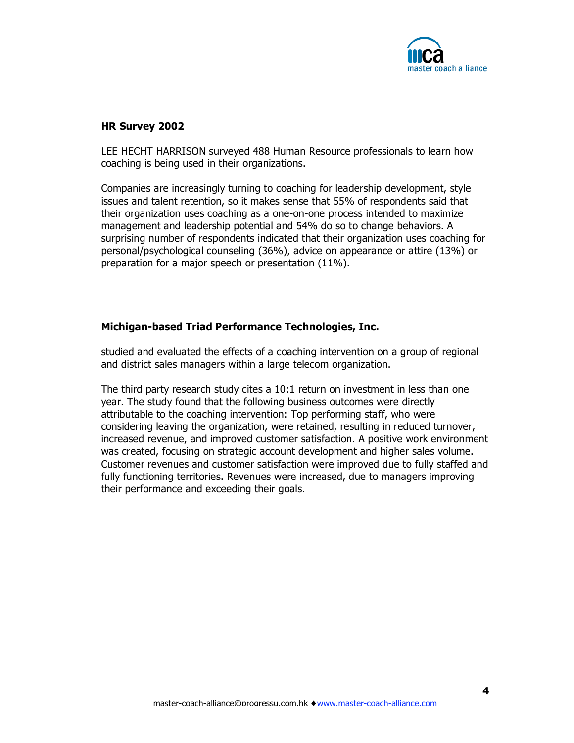## HR Survey 2002

LEE HECHT HARRISON surveyed 488 Human Resource professionals to learn how coaching is being used in their organizations.

Companies are increasingly turning to coaching for leadership development, style issues and talent retention, so it makes sense that 55% of respondents said that their organization uses coaching as a one-on-one process intended to maximize management and leadership potential and 54% do so to change behaviors. A surprising number of respondents indicated that their organization uses coaching for personal/psychological counseling (36%), advice on appearance or attire (13%) or preparation for a major speech or presentation (11%).

---

## Michigan-based Triad Performance Technologies, Inc.

studied and evaluated the effects of a coaching intervention on a group of regional and district sales managers within a large telecom organization.

The third party research study cites a 10:1 return on investment in less than one year. The study found that the following business outcomes were directly attributable to the coaching intervention: Top performing staff, who were considering leaving the organization, were retained, resulting in reduced turnover, increased revenue, and improved customer satisfaction. A positive work environment was created, focusing on strategic account development and higher sales volume. Customer revenues and customer satisfaction were improved due to fully staffed and fully functioning territories. Revenues were increased, due to managers improving their performance and exceeding their goals.

---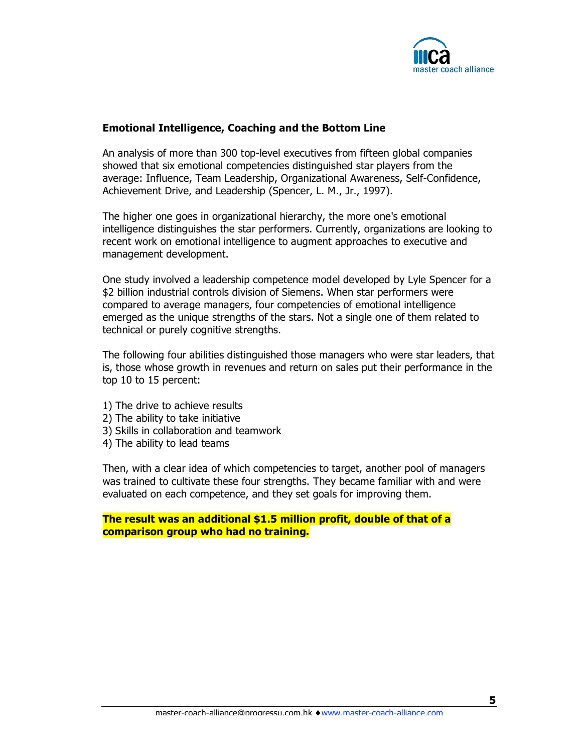**Emotional Intelligence, Coaching and the Bottom Line**

An analysis of more than 300 top-level executives from fifteen global companies showed that six emotional competencies distinguished star players from the average: Influence, Team Leadership, Organizational Awareness, Self-Confidence, Achievement Drive, and Leadership (Spencer, L. M., Jr., 1997).

The higher one goes in organizational hierarchy, the more one's emotional intelligence distinguishes the star performers. Currently, organizations are looking to recent work on emotional intelligence to augment approaches to executive and management development.

One study involved a leadership competence model developed by Lyle Spencer for a $2 billion industrial controls division of Siemens. When star performers were compared to average managers, four competencies of emotional intelligence emerged as the unique strengths of the stars. Not a single one of them related to technical or purely cognitive strengths.

The following four abilities distinguished those managers who were star leaders, that is, those whose growth in revenues and return on sales put their performance in the top 10 to 15 percent:

1) The drive to achieve results
2) The ability to take initiative
3) Skills in collaboration and teamwork
4) The ability to lead teams

Then, with a clear idea of which competencies to target, another pool of managers was trained to cultivate these four strengths. They became familiar with and were evaluated on each competence, and they set goals for improving them.

**The result was an additional $1.5 million profit, double of that of a comparison group who had no training.**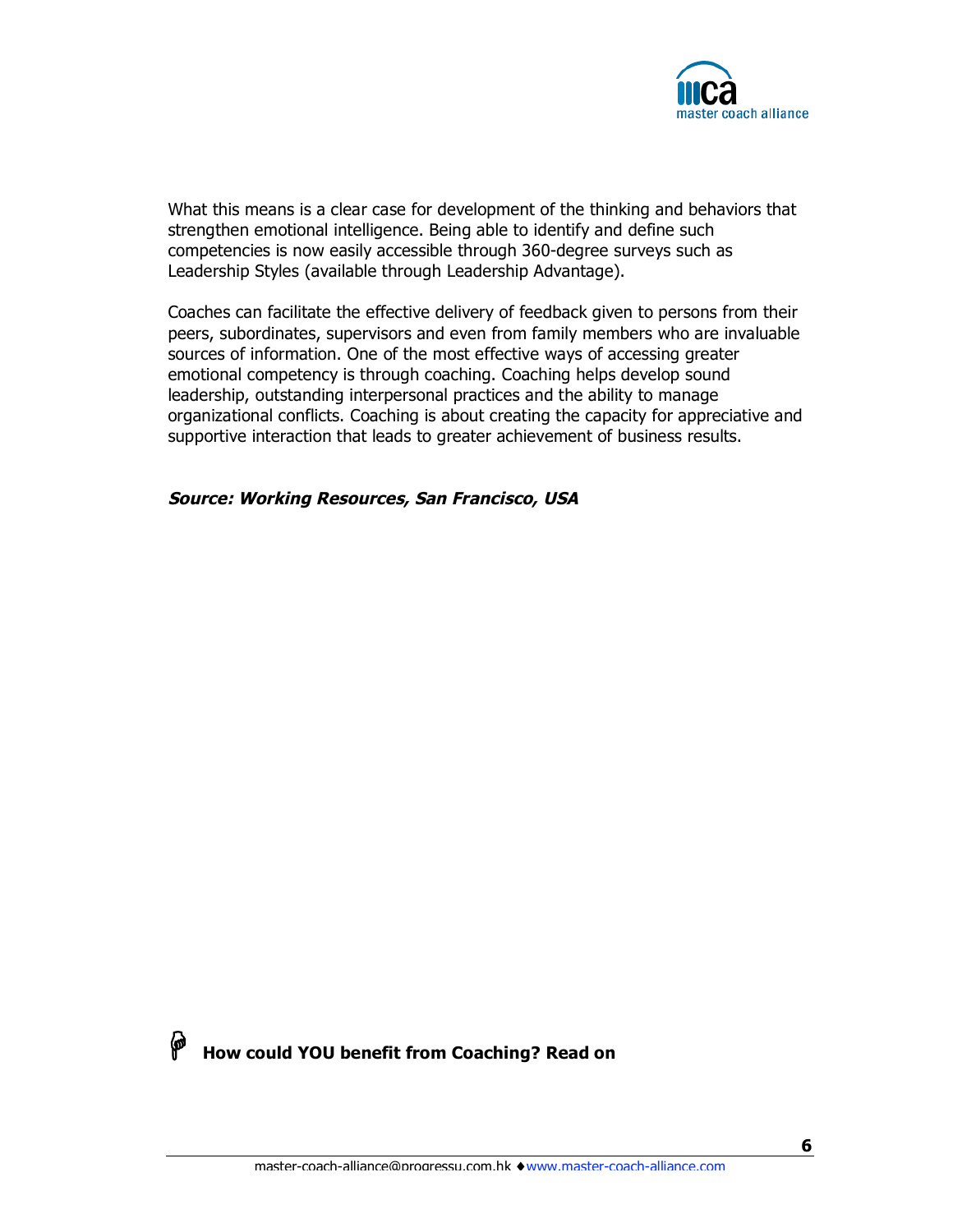What this means is a clear case for development of the thinking and behaviors that strengthen emotional intelligence. Being able to identify and define such competencies is now easily accessible through 360-degree surveys such as Leadership Styles (available through Leadership Advantage).

Coaches can facilitate the effective delivery of feedback given to persons from their peers, subordinates, supervisors and even from family members who are invaluable sources of information. One of the most effective ways of accessing greater emotional competency is through coaching. Coaching helps develop sound leadership, outstanding interpersonal practices and the ability to manage organizational conflicts. Coaching is about creating the capacity for appreciative and supportive interaction that leads to greater achievement of business results.

***Source: Working Resources, San Francisco, USA***

**How could YOU benefit from Coaching? Read on**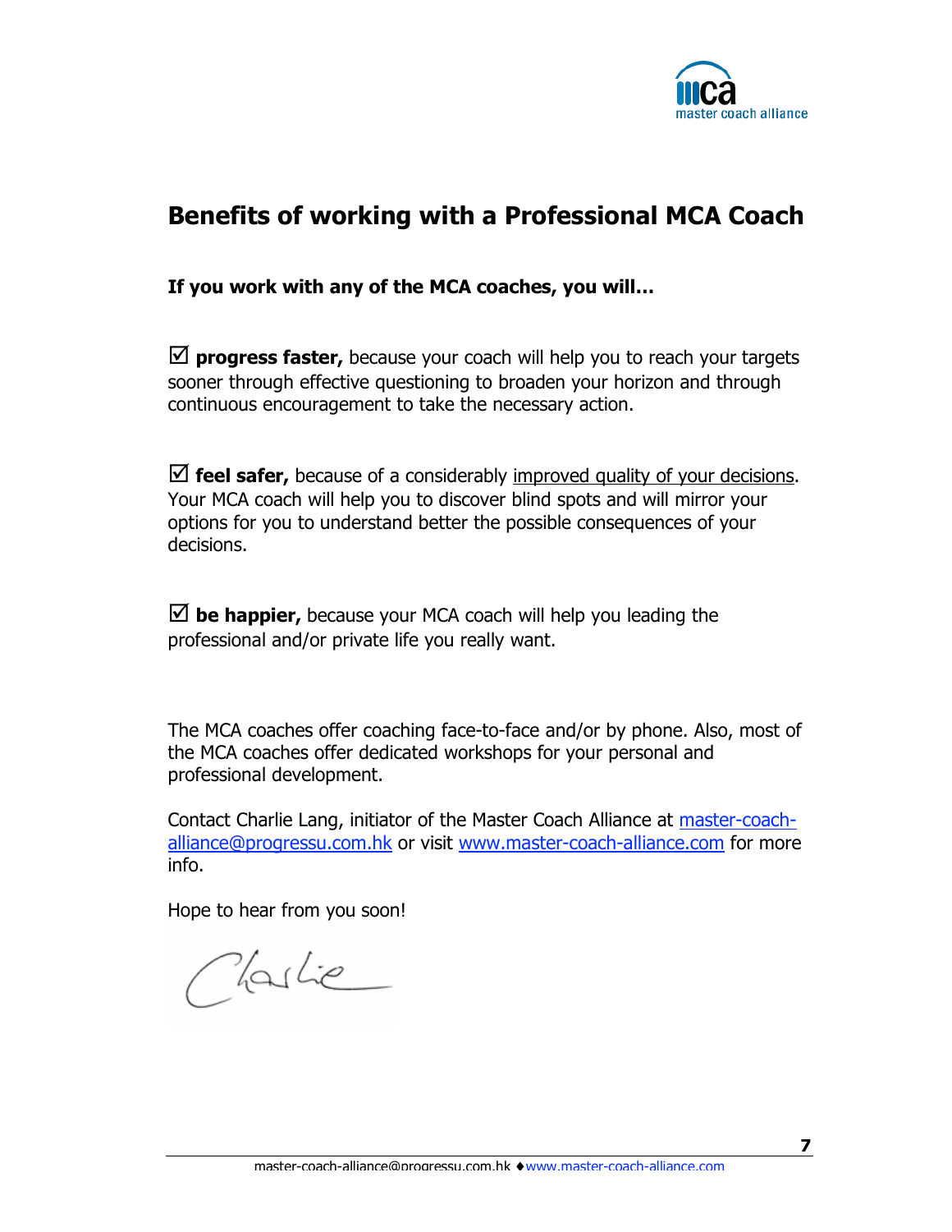# Benefits of working with a Professional MCA Coach

**If you work with any of the MCA coaches, you will…**

☑ **progress faster,** because your coach will help you to reach your targets sooner through effective questioning to broaden your horizon and through continuous encouragement to take the necessary action.

☑ **feel safer,** because of a considerably improved quality of your decisions. Your MCA coach will help you to discover blind spots and will mirror your options for you to understand better the possible consequences of your decisions.

☑ **be happier,** because your MCA coach will help you leading the professional and/or private life you really want.

The MCA coaches offer coaching face-to-face and/or by phone. Also, most of the MCA coaches offer dedicated workshops for your personal and professional development.

Contact Charlie Lang, initiator of the Master Coach Alliance at master-coach-alliance@progressu.com.hk or visit www.master-coach-alliance.com for more info.

Hope to hear from you soon!

Charlie